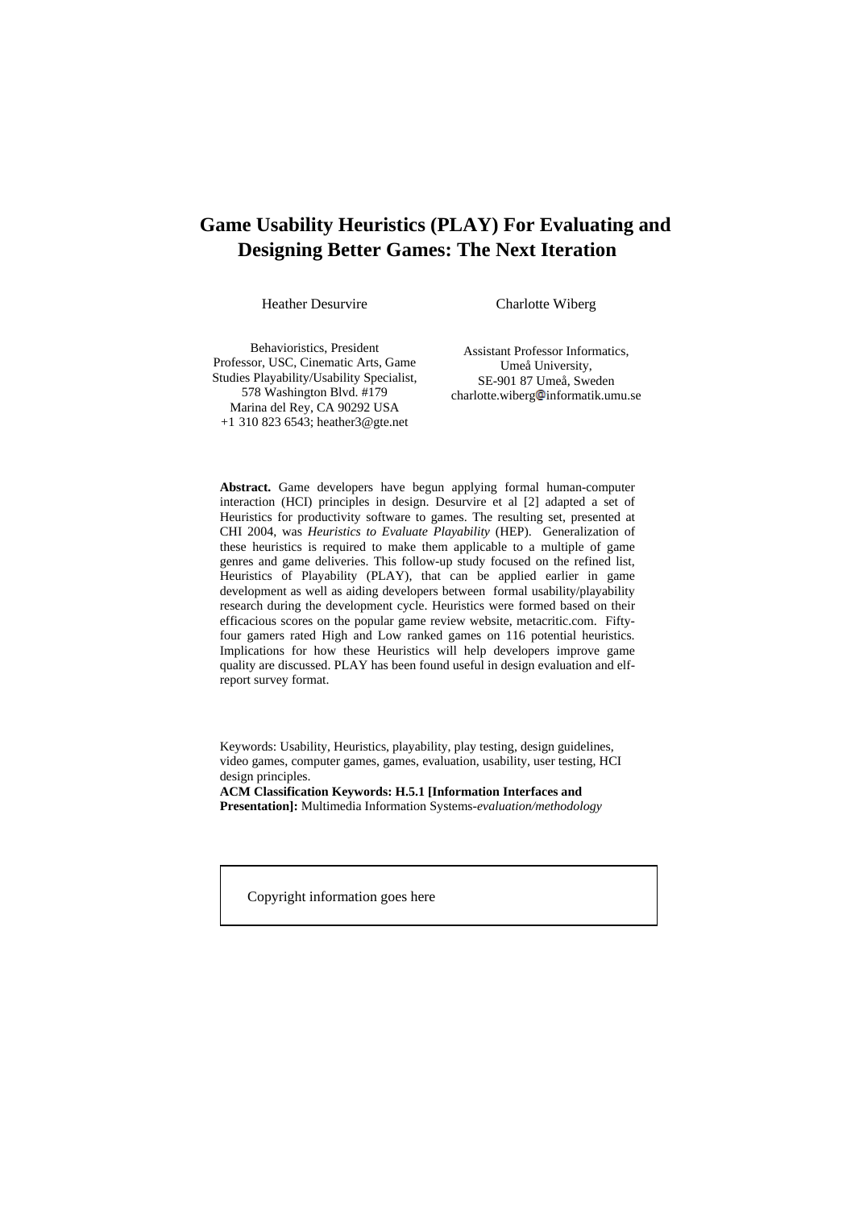# Game Usability Heuristics (PLAY) For Evaluating and Designing Better Games: The Next Iteration

Heather Desurvire

Behavioristics, President
Professor, USC, Cinematic Arts, Game Studies Playability/Usability Specialist,
578 Washington Blvd. #179
Marina del Rey, CA 90292 USA
+1 310 823 6543; heather3@gte.net

Charlotte Wiberg

Assistant Professor Informatics,
Umeå University,
SE-901 87 Umeå, Sweden
charlotte.wiberg@informatik.umu.se

**Abstract.** Game developers have begun applying formal human-computer interaction (HCI) principles in design. Desurvire et al [2] adapted a set of Heuristics for productivity software to games. The resulting set, presented at CHI 2004, was *Heuristics to Evaluate Playability* (HEP). Generalization of these heuristics is required to make them applicable to a multiple of game genres and game deliveries. This follow-up study focused on the refined list, Heuristics of Playability (PLAY), that can be applied earlier in game development as well as aiding developers between formal usability/playability research during the development cycle. Heuristics were formed based on their efficacious scores on the popular game review website, metacritic.com. Fifty-four gamers rated High and Low ranked games on 116 potential heuristics. Implications for how these Heuristics will help developers improve game quality are discussed. PLAY has been found useful in design evaluation and elf-report survey format.

Keywords: Usability, Heuristics, playability, play testing, design guidelines, video games, computer games, games, evaluation, usability, user testing, HCI design principles.
**ACM Classification Keywords: H.5.1 [Information Interfaces and Presentation]:** Multimedia Information Systems-*evaluation/methodology*

Copyright information goes here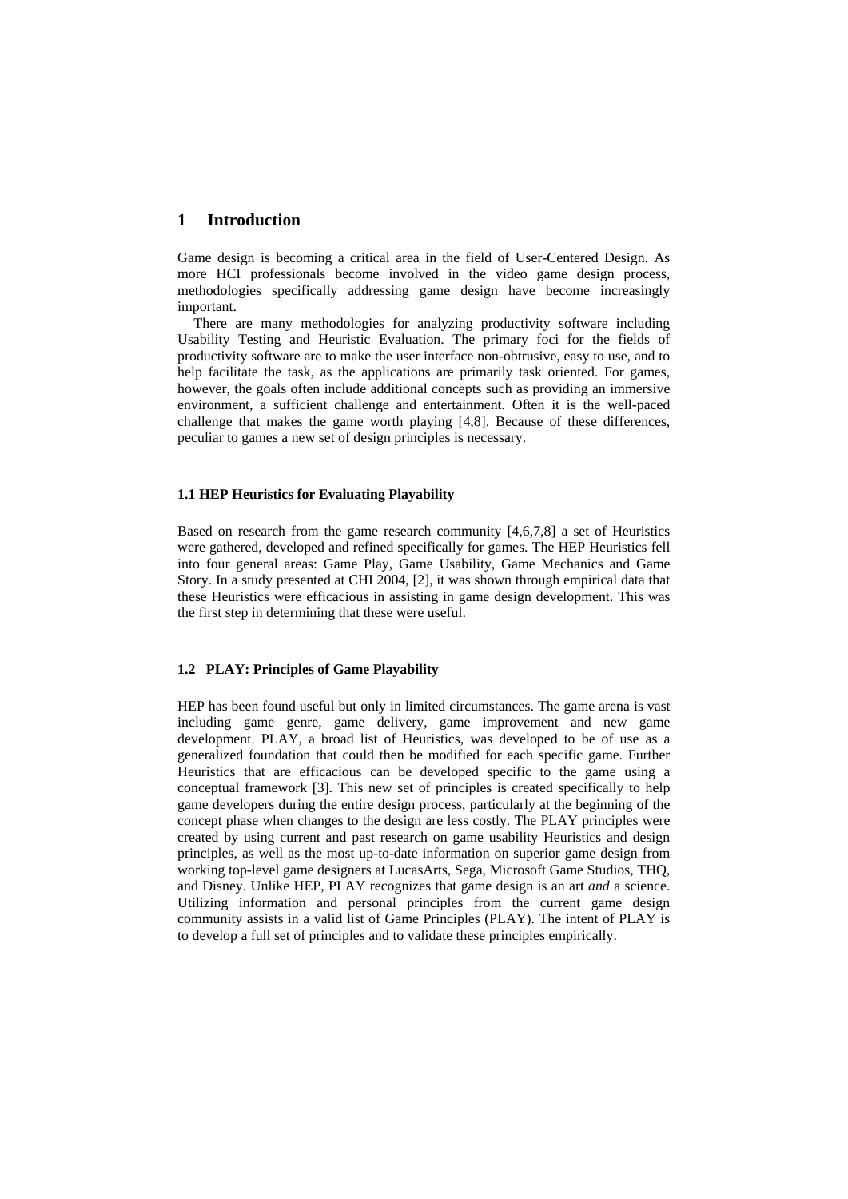# 1 Introduction

Game design is becoming a critical area in the field of User-Centered Design. As more HCI professionals become involved in the video game design process, methodologies specifically addressing game design have become increasingly important.

There are many methodologies for analyzing productivity software including Usability Testing and Heuristic Evaluation. The primary foci for the fields of productivity software are to make the user interface non-obtrusive, easy to use, and to help facilitate the task, as the applications are primarily task oriented. For games, however, the goals often include additional concepts such as providing an immersive environment, a sufficient challenge and entertainment. Often it is the well-paced challenge that makes the game worth playing [4,8]. Because of these differences, peculiar to games a new set of design principles is necessary.

### 1.1 HEP Heuristics for Evaluating Playability

Based on research from the game research community [4,6,7,8] a set of Heuristics were gathered, developed and refined specifically for games. The HEP Heuristics fell into four general areas: Game Play, Game Usability, Game Mechanics and Game Story. In a study presented at CHI 2004, [2], it was shown through empirical data that these Heuristics were efficacious in assisting in game design development. This was the first step in determining that these were useful.

### 1.2 PLAY: Principles of Game Playability

HEP has been found useful but only in limited circumstances. The game arena is vast including game genre, game delivery, game improvement and new game development. PLAY, a broad list of Heuristics, was developed to be of use as a generalized foundation that could then be modified for each specific game. Further Heuristics that are efficacious can be developed specific to the game using a conceptual framework [3]. This new set of principles is created specifically to help game developers during the entire design process, particularly at the beginning of the concept phase when changes to the design are less costly. The PLAY principles were created by using current and past research on game usability Heuristics and design principles, as well as the most up-to-date information on superior game design from working top-level game designers at LucasArts, Sega, Microsoft Game Studios, THQ, and Disney. Unlike HEP, PLAY recognizes that game design is an art *and* a science. Utilizing information and personal principles from the current game design community assists in a valid list of Game Principles (PLAY). The intent of PLAY is to develop a full set of principles and to validate these principles empirically.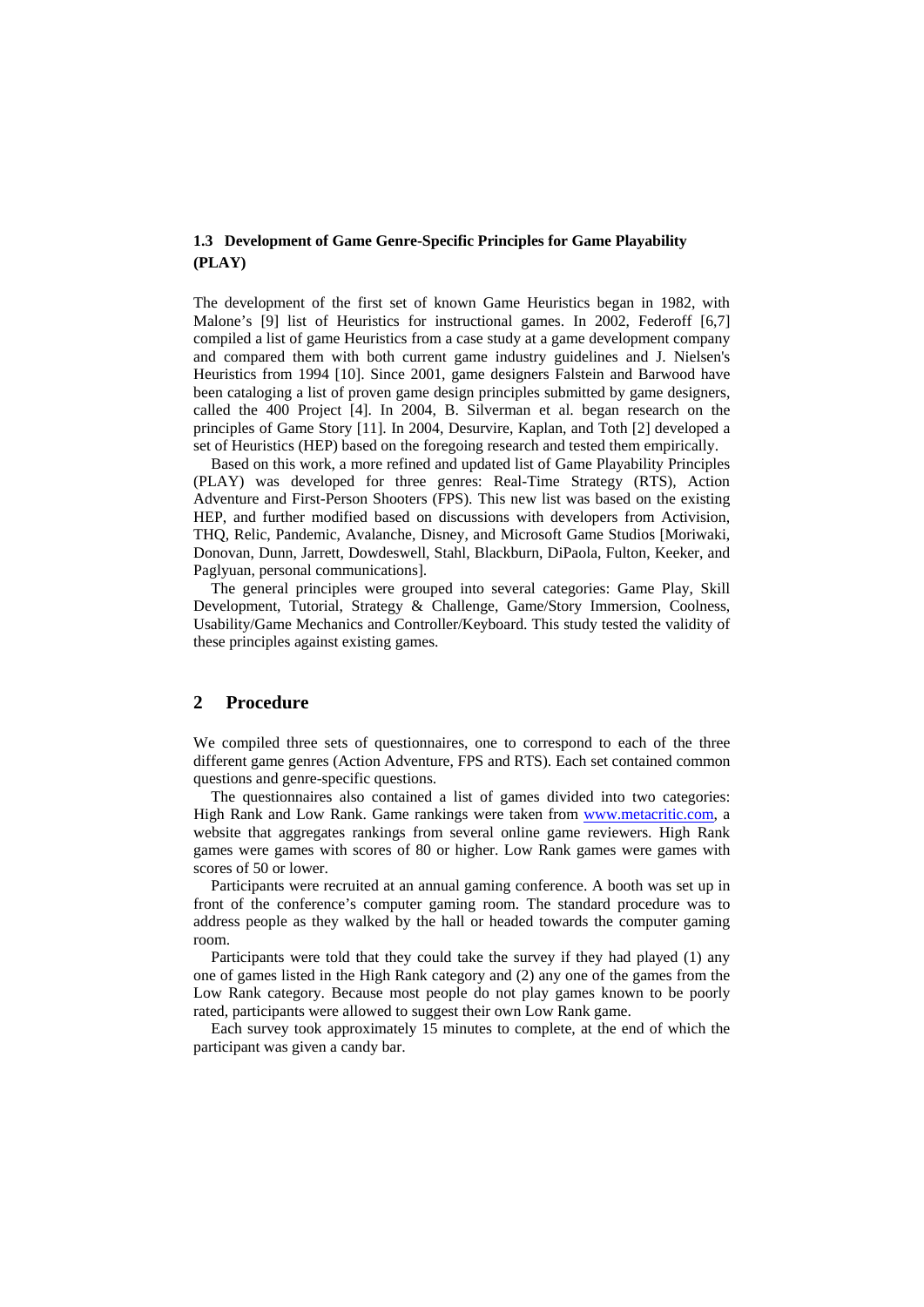### 1.3 Development of Game Genre-Specific Principles for Game Playability (PLAY)

The development of the first set of known Game Heuristics began in 1982, with Malone's [9] list of Heuristics for instructional games. In 2002, Federoff [6,7] compiled a list of game Heuristics from a case study at a game development company and compared them with both current game industry guidelines and J. Nielsen's Heuristics from 1994 [10]. Since 2001, game designers Falstein and Barwood have been cataloging a list of proven game design principles submitted by game designers, called the 400 Project [4]. In 2004, B. Silverman et al. began research on the principles of Game Story [11]. In 2004, Desurvire, Kaplan, and Toth [2] developed a set of Heuristics (HEP) based on the foregoing research and tested them empirically.

Based on this work, a more refined and updated list of Game Playability Principles (PLAY) was developed for three genres: Real-Time Strategy (RTS), Action Adventure and First-Person Shooters (FPS). This new list was based on the existing HEP, and further modified based on discussions with developers from Activision, THQ, Relic, Pandemic, Avalanche, Disney, and Microsoft Game Studios [Moriwaki, Donovan, Dunn, Jarrett, Dowdeswell, Stahl, Blackburn, DiPaola, Fulton, Keeker, and Paglyuan, personal communications].

The general principles were grouped into several categories: Game Play, Skill Development, Tutorial, Strategy & Challenge, Game/Story Immersion, Coolness, Usability/Game Mechanics and Controller/Keyboard. This study tested the validity of these principles against existing games.

## 2 Procedure

We compiled three sets of questionnaires, one to correspond to each of the three different game genres (Action Adventure, FPS and RTS). Each set contained common questions and genre-specific questions.

The questionnaires also contained a list of games divided into two categories: High Rank and Low Rank. Game rankings were taken from www.metacritic.com, a website that aggregates rankings from several online game reviewers. High Rank games were games with scores of 80 or higher. Low Rank games were games with scores of 50 or lower.

Participants were recruited at an annual gaming conference. A booth was set up in front of the conference's computer gaming room. The standard procedure was to address people as they walked by the hall or headed towards the computer gaming room.

Participants were told that they could take the survey if they had played (1) any one of games listed in the High Rank category and (2) any one of the games from the Low Rank category. Because most people do not play games known to be poorly rated, participants were allowed to suggest their own Low Rank game.

Each survey took approximately 15 minutes to complete, at the end of which the participant was given a candy bar.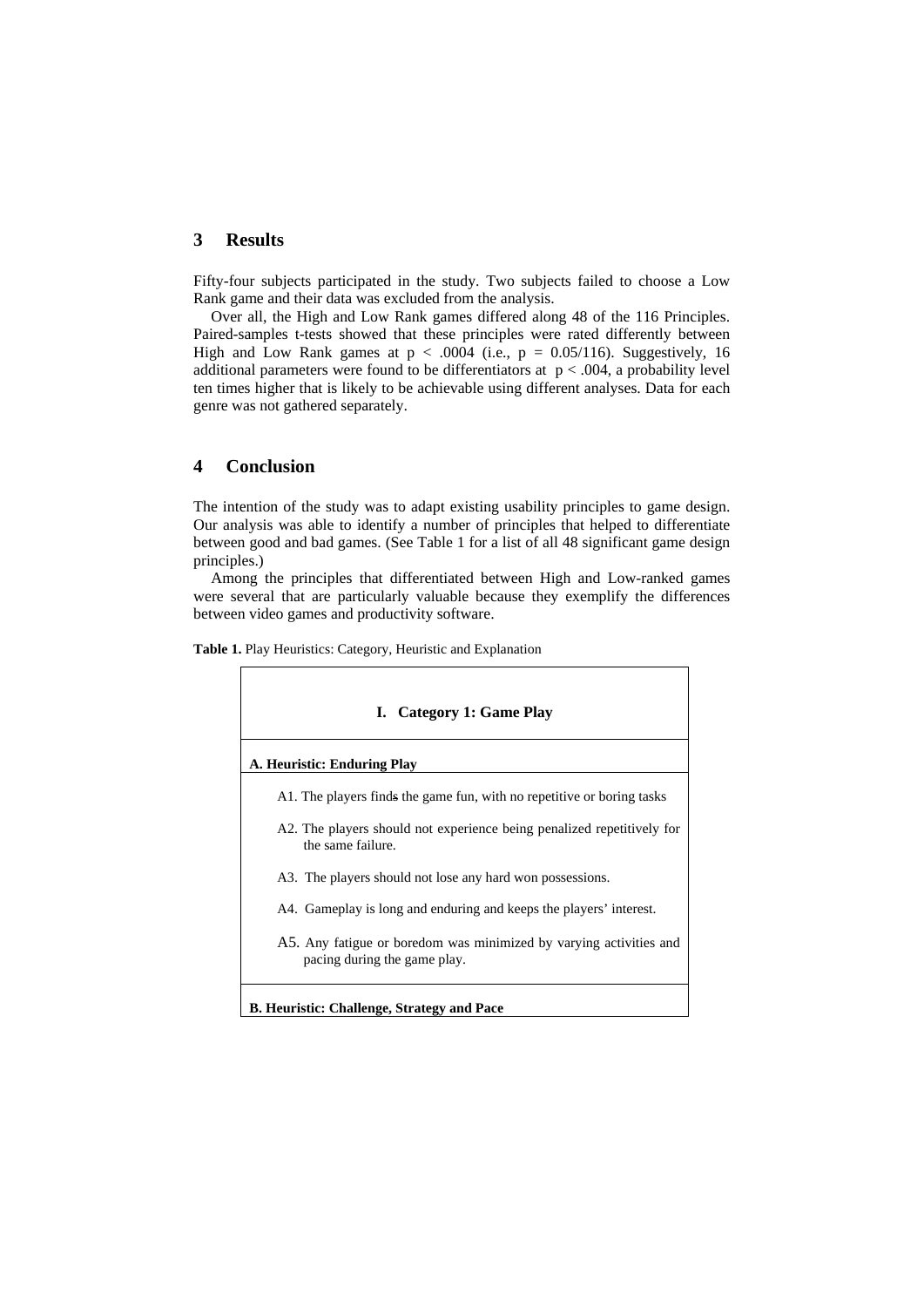## 3 Results

Fifty-four subjects participated in the study. Two subjects failed to choose a Low Rank game and their data was excluded from the analysis.

Over all, the High and Low Rank games differed along 48 of the 116 Principles. Paired-samples t-tests showed that these principles were rated differently between High and Low Rank games at $p < .0004$ (i.e., $p = 0.05/116$). Suggestively, 16 additional parameters were found to be differentiators at $p < .004$, a probability level ten times higher that is likely to be achievable using different analyses. Data for each genre was not gathered separately.

## 4 Conclusion

The intention of the study was to adapt existing usability principles to game design. Our analysis was able to identify a number of principles that helped to differentiate between good and bad games. (See Table 1 for a list of all 48 significant game design principles.)

Among the principles that differentiated between High and Low-ranked games were several that are particularly valuable because they exemplify the differences between video games and productivity software.

**Table 1.** Play Heuristics: Category, Heuristic and Explanation

| **I. Category 1: Game Play** |
|---|
| **A. Heuristic: Enduring Play** |
| A1. The players finds the game fun, with no repetitive or boring tasks |
| A2. The players should not experience being penalized repetitively for the same failure. |
| A3. The players should not lose any hard won possessions. |
| A4. Gameplay is long and enduring and keeps the players' interest. |
| A5. Any fatigue or boredom was minimized by varying activities and pacing during the game play. |
| **B. Heuristic: Challenge, Strategy and Pace** |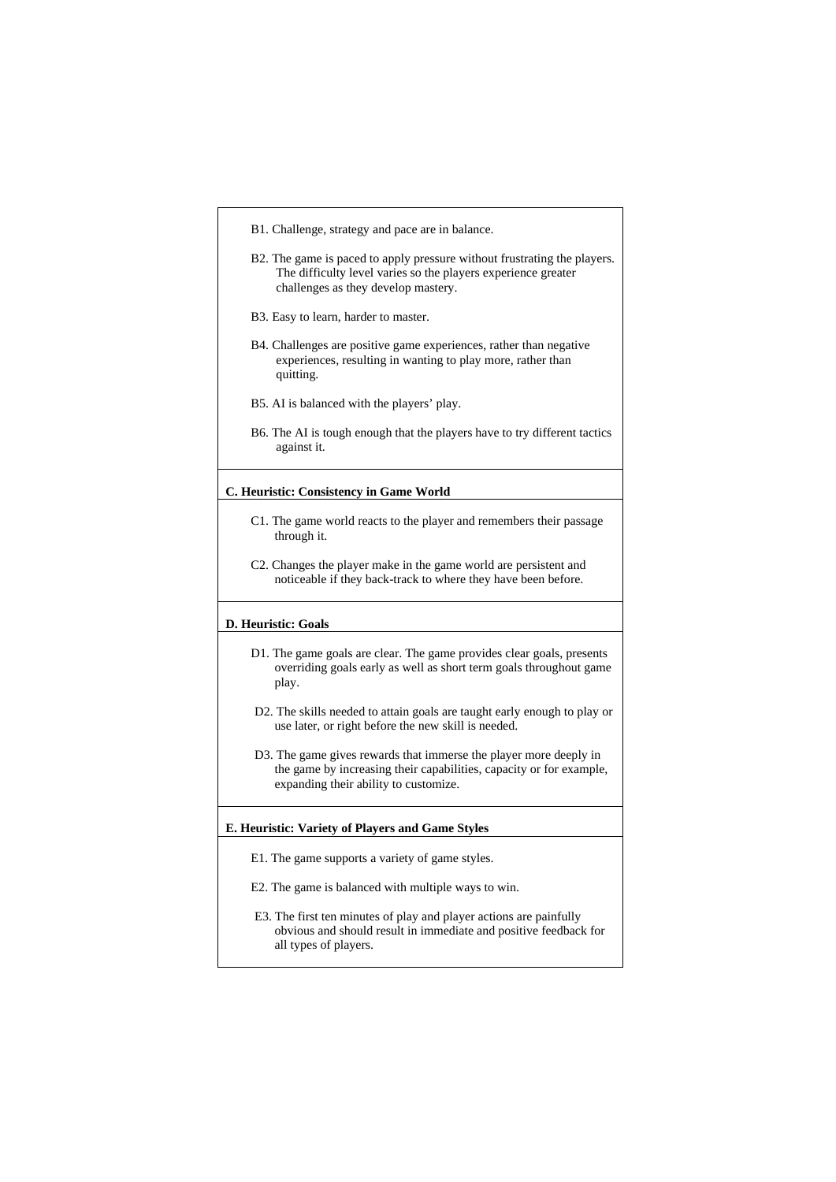B1. Challenge, strategy and pace are in balance.

B2. The game is paced to apply pressure without frustrating the players. The difficulty level varies so the players experience greater challenges as they develop mastery.

B3. Easy to learn, harder to master.

B4. Challenges are positive game experiences, rather than negative experiences, resulting in wanting to play more, rather than quitting.

B5. AI is balanced with the players' play.

B6. The AI is tough enough that the players have to try different tactics against it.

**C. Heuristic: Consistency in Game World**

C1. The game world reacts to the player and remembers their passage through it.

C2. Changes the player make in the game world are persistent and noticeable if they back-track to where they have been before.

**D. Heuristic: Goals**

D1. The game goals are clear. The game provides clear goals, presents overriding goals early as well as short term goals throughout game play.

D2. The skills needed to attain goals are taught early enough to play or use later, or right before the new skill is needed.

D3. The game gives rewards that immerse the player more deeply in the game by increasing their capabilities, capacity or for example, expanding their ability to customize.

**E. Heuristic: Variety of Players and Game Styles**

E1. The game supports a variety of game styles.

E2. The game is balanced with multiple ways to win.

E3. The first ten minutes of play and player actions are painfully obvious and should result in immediate and positive feedback for all types of players.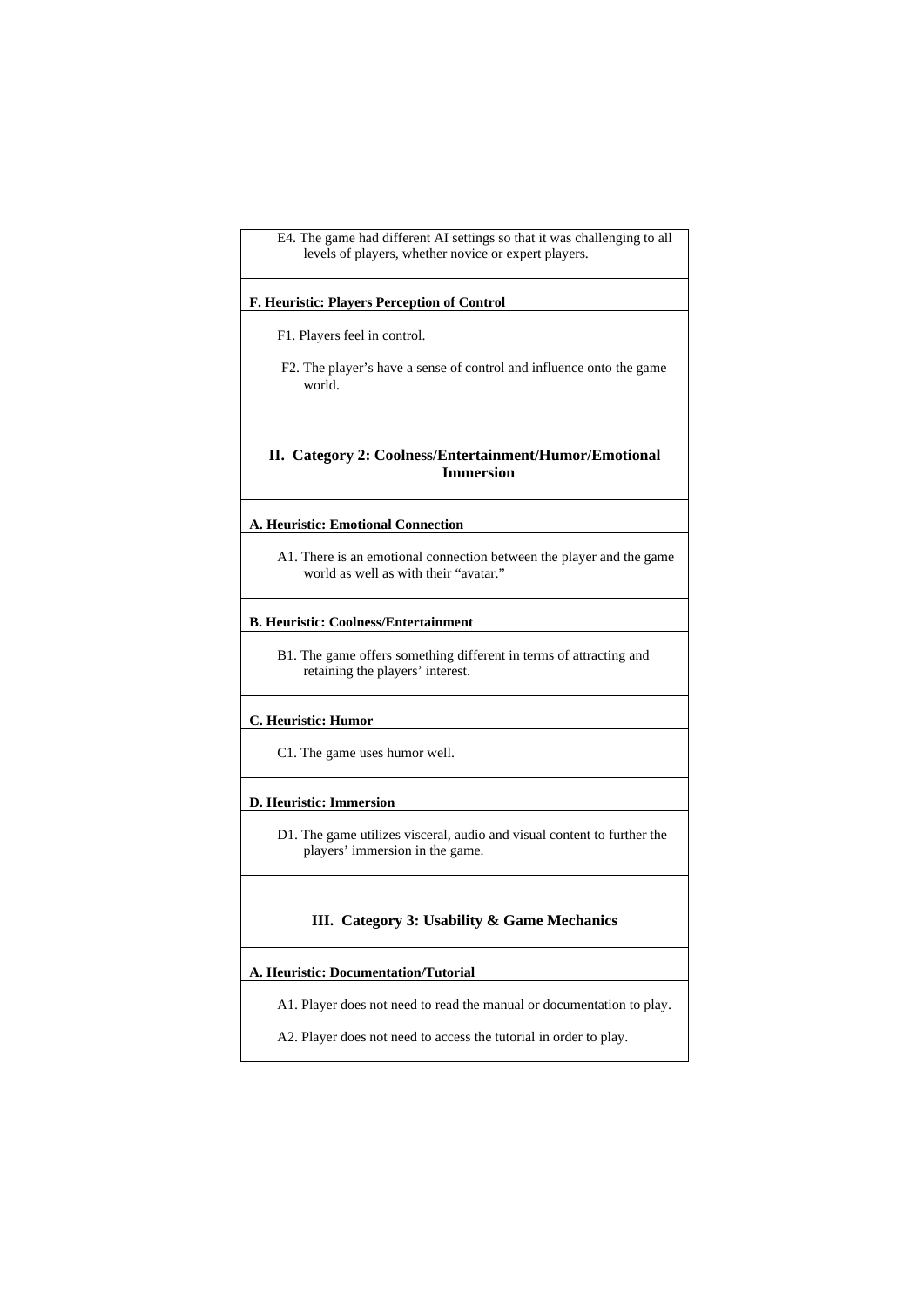E4. The game had different AI settings so that it was challenging to all levels of players, whether novice or expert players.

**F. Heuristic: Players Perception of Control**

F1. Players feel in control.

F2. The player's have a sense of control and influence onto the game world.

## II. Category 2: Coolness/Entertainment/Humor/Emotional Immersion

**A. Heuristic: Emotional Connection**

A1. There is an emotional connection between the player and the game world as well as with their "avatar."

**B. Heuristic: Coolness/Entertainment**

B1. The game offers something different in terms of attracting and retaining the players' interest.

**C. Heuristic: Humor**

C1. The game uses humor well.

**D. Heuristic: Immersion**

D1. The game utilizes visceral, audio and visual content to further the players' immersion in the game.

## III. Category 3: Usability & Game Mechanics

**A. Heuristic: Documentation/Tutorial**

A1. Player does not need to read the manual or documentation to play.

A2. Player does not need to access the tutorial in order to play.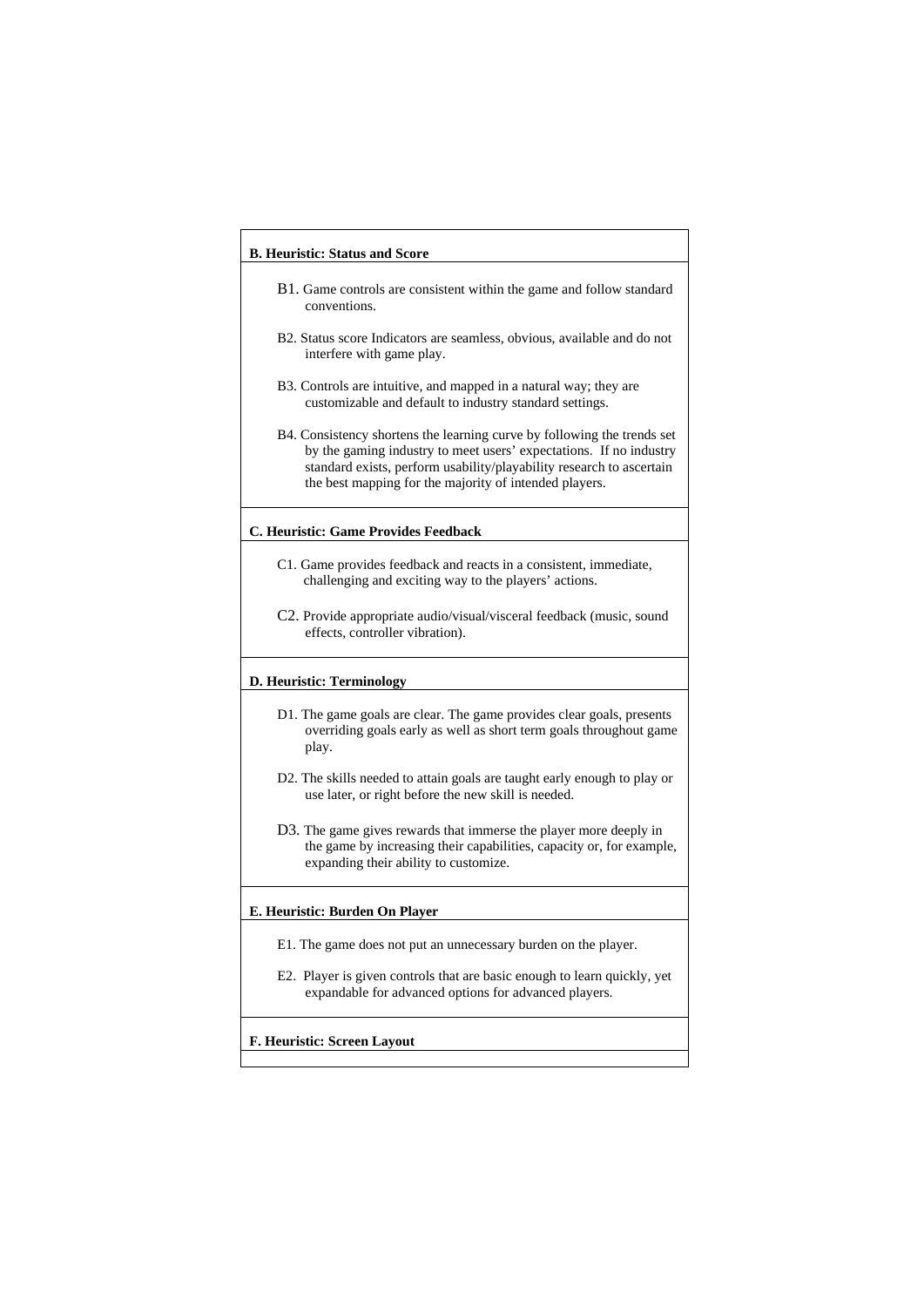**B. Heuristic: Status and Score**

B1. Game controls are consistent within the game and follow standard conventions.

B2. Status score Indicators are seamless, obvious, available and do not interfere with game play.

B3. Controls are intuitive, and mapped in a natural way; they are customizable and default to industry standard settings.

B4. Consistency shortens the learning curve by following the trends set by the gaming industry to meet users' expectations. If no industry standard exists, perform usability/playability research to ascertain the best mapping for the majority of intended players.

**C. Heuristic: Game Provides Feedback**

C1. Game provides feedback and reacts in a consistent, immediate, challenging and exciting way to the players' actions.

C2. Provide appropriate audio/visual/visceral feedback (music, sound effects, controller vibration).

**D. Heuristic: Terminology**

D1. The game goals are clear. The game provides clear goals, presents overriding goals early as well as short term goals throughout game play.

D2. The skills needed to attain goals are taught early enough to play or use later, or right before the new skill is needed.

D3. The game gives rewards that immerse the player more deeply in the game by increasing their capabilities, capacity or, for example, expanding their ability to customize.

**E. Heuristic: Burden On Player**

E1. The game does not put an unnecessary burden on the player.

E2. Player is given controls that are basic enough to learn quickly, yet expandable for advanced options for advanced players.

**F. Heuristic: Screen Layout**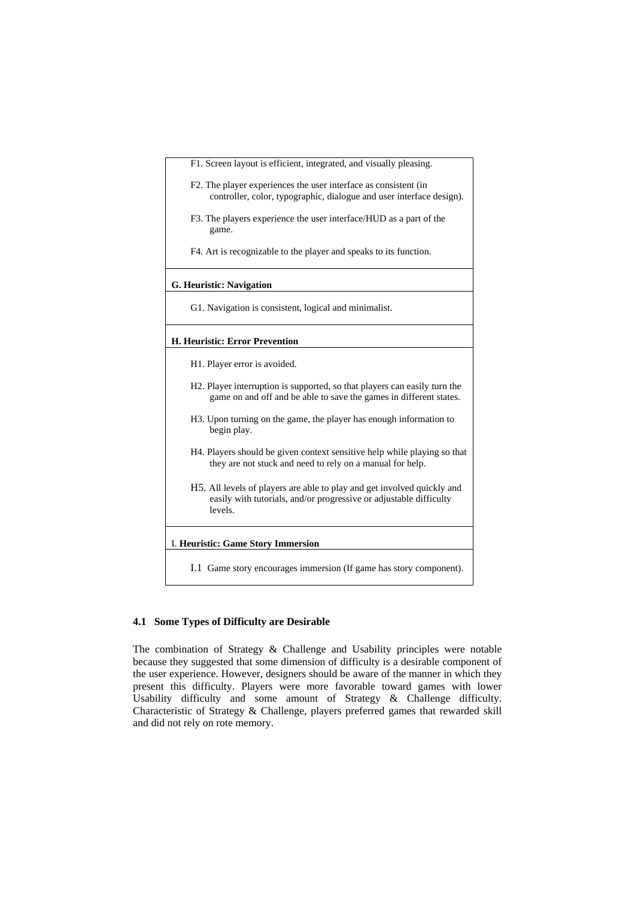| |
|---|
| F1. Screen layout is efficient, integrated, and visually pleasing. |
| F2. The player experiences the user interface as consistent (in controller, color, typographic, dialogue and user interface design). |
| F3. The players experience the user interface/HUD as a part of the game. |
| F4. Art is recognizable to the player and speaks to its function. |
| **G. Heuristic: Navigation** |
| G1. Navigation is consistent, logical and minimalist. |
| **H. Heuristic: Error Prevention** |
| H1. Player error is avoided. |
| H2. Player interruption is supported, so that players can easily turn the game on and off and be able to save the games in different states. |
| H3. Upon turning on the game, the player has enough information to begin play. |
| H4. Players should be given context sensitive help while playing so that they are not stuck and need to rely on a manual for help. |
| H5. All levels of players are able to play and get involved quickly and easily with tutorials, and/or progressive or adjustable difficulty levels. |
| I. **Heuristic: Game Story Immersion** |
| I.1 Game story encourages immersion (If game has story component). |

### 4.1 Some Types of Difficulty are Desirable

The combination of Strategy & Challenge and Usability principles were notable because they suggested that some dimension of difficulty is a desirable component of the user experience. However, designers should be aware of the manner in which they present this difficulty. Players were more favorable toward games with lower Usability difficulty and some amount of Strategy & Challenge difficulty. Characteristic of Strategy & Challenge, players preferred games that rewarded skill and did not rely on rote memory.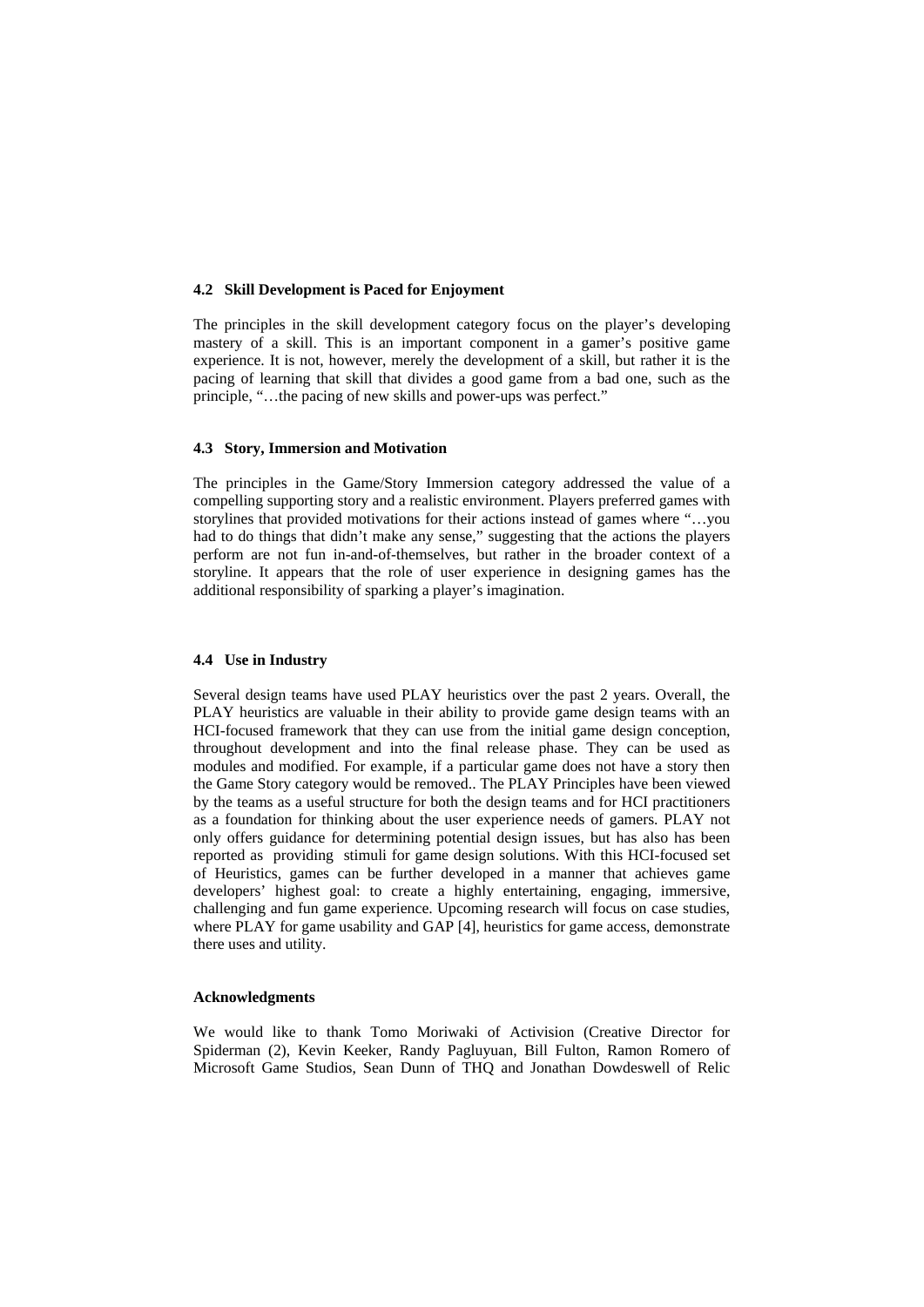### 4.2 Skill Development is Paced for Enjoyment

The principles in the skill development category focus on the player's developing mastery of a skill. This is an important component in a gamer's positive game experience. It is not, however, merely the development of a skill, but rather it is the pacing of learning that skill that divides a good game from a bad one, such as the principle, "…the pacing of new skills and power-ups was perfect."

### 4.3 Story, Immersion and Motivation

The principles in the Game/Story Immersion category addressed the value of a compelling supporting story and a realistic environment. Players preferred games with storylines that provided motivations for their actions instead of games where "…you had to do things that didn't make any sense," suggesting that the actions the players perform are not fun in-and-of-themselves, but rather in the broader context of a storyline. It appears that the role of user experience in designing games has the additional responsibility of sparking a player's imagination.

### 4.4 Use in Industry

Several design teams have used PLAY heuristics over the past 2 years. Overall, the PLAY heuristics are valuable in their ability to provide game design teams with an HCI-focused framework that they can use from the initial game design conception, throughout development and into the final release phase. They can be used as modules and modified. For example, if a particular game does not have a story then the Game Story category would be removed.. The PLAY Principles have been viewed by the teams as a useful structure for both the design teams and for HCI practitioners as a foundation for thinking about the user experience needs of gamers. PLAY not only offers guidance for determining potential design issues, but has also has been reported as providing stimuli for game design solutions. With this HCI-focused set of Heuristics, games can be further developed in a manner that achieves game developers' highest goal: to create a highly entertaining, engaging, immersive, challenging and fun game experience. Upcoming research will focus on case studies, where PLAY for game usability and GAP [4], heuristics for game access, demonstrate there uses and utility.

### Acknowledgments

We would like to thank Tomo Moriwaki of Activision (Creative Director for Spiderman (2), Kevin Keeker, Randy Pagluyuan, Bill Fulton, Ramon Romero of Microsoft Game Studios, Sean Dunn of THQ and Jonathan Dowdeswell of Relic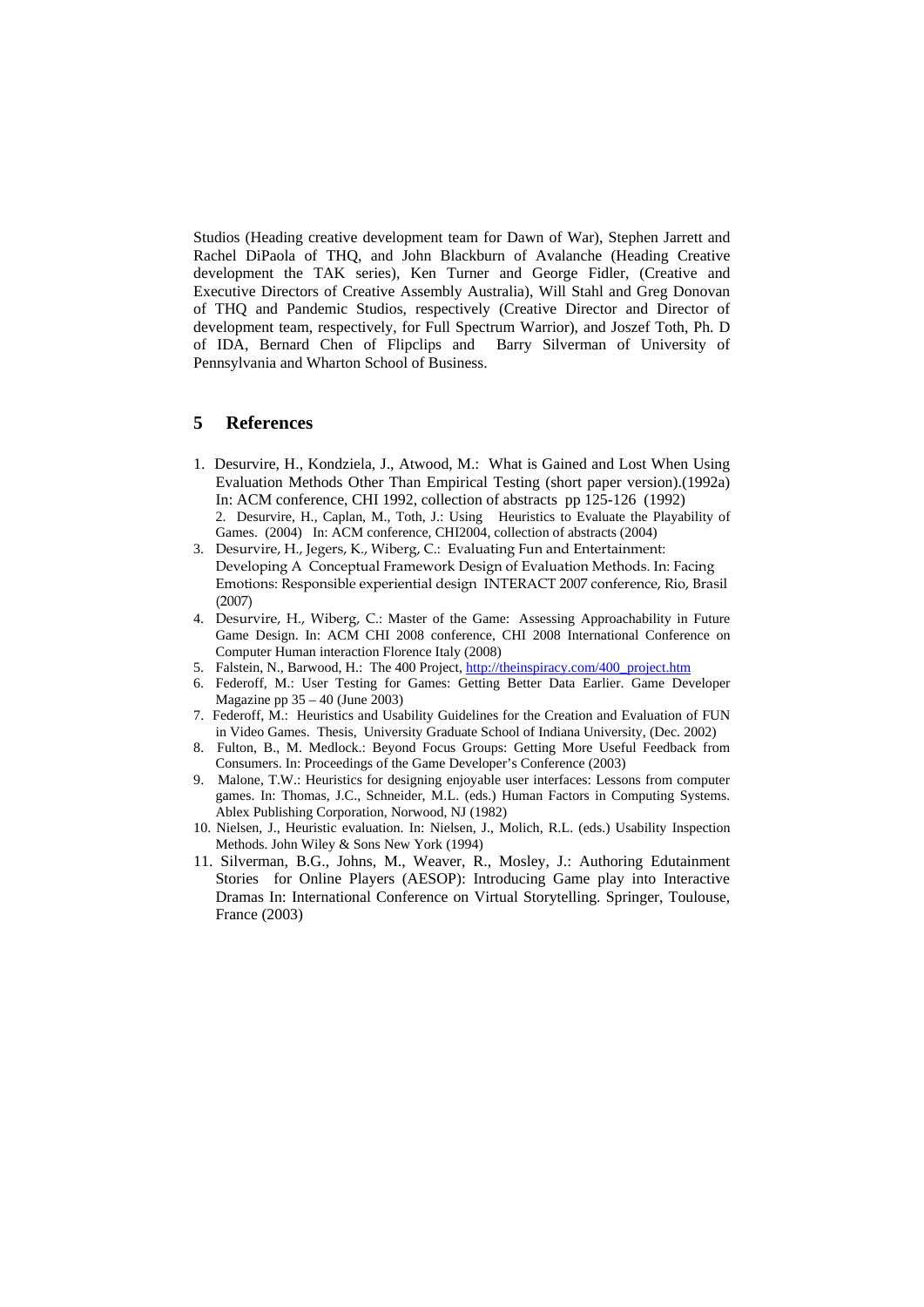Studios (Heading creative development team for Dawn of War), Stephen Jarrett and Rachel DiPaola of THQ, and John Blackburn of Avalanche (Heading Creative development the TAK series), Ken Turner and George Fidler, (Creative and Executive Directors of Creative Assembly Australia), Will Stahl and Greg Donovan of THQ and Pandemic Studios, respectively (Creative Director and Director of development team, respectively, for Full Spectrum Warrior), and Joszef Toth, Ph. D of IDA, Bernard Chen of Flipclips and Barry Silverman of University of Pennsylvania and Wharton School of Business.

## 5 References

1. Desurvire, H., Kondziela, J., Atwood, M.: What is Gained and Lost When Using Evaluation Methods Other Than Empirical Testing (short paper version).(1992a) In: ACM conference, CHI 1992, collection of abstracts pp 125-126 (1992)
2. Desurvire, H., Caplan, M., Toth, J.: Using Heuristics to Evaluate the Playability of Games. (2004) In: ACM conference, CHI2004, collection of abstracts (2004)
3. Desurvire, H., Jegers, K., Wiberg, C.: Evaluating Fun and Entertainment: Developing A Conceptual Framework Design of Evaluation Methods. In: Facing Emotions: Responsible experiential design INTERACT 2007 conference, Rio, Brasil (2007)
4. Desurvire, H., Wiberg, C.: Master of the Game: Assessing Approachability in Future Game Design. In: ACM CHI 2008 conference, CHI 2008 International Conference on Computer Human interaction Florence Italy (2008)
5. Falstein, N., Barwood, H.: The 400 Project, http://theinspiracy.com/400_project.htm
6. Federoff, M.: User Testing for Games: Getting Better Data Earlier. Game Developer Magazine pp 35 – 40 (June 2003)
7. Federoff, M.: Heuristics and Usability Guidelines for the Creation and Evaluation of FUN in Video Games. Thesis, University Graduate School of Indiana University, (Dec. 2002)
8. Fulton, B., M. Medlock.: Beyond Focus Groups: Getting More Useful Feedback from Consumers. In: Proceedings of the Game Developer's Conference (2003)
9. Malone, T.W.: Heuristics for designing enjoyable user interfaces: Lessons from computer games. In: Thomas, J.C., Schneider, M.L. (eds.) Human Factors in Computing Systems. Ablex Publishing Corporation, Norwood, NJ (1982)
10. Nielsen, J., Heuristic evaluation. In: Nielsen, J., Molich, R.L. (eds.) Usability Inspection Methods. John Wiley & Sons New York (1994)
11. Silverman, B.G., Johns, M., Weaver, R., Mosley, J.: Authoring Edutainment Stories for Online Players (AESOP): Introducing Game play into Interactive Dramas In: International Conference on Virtual Storytelling. Springer, Toulouse, France (2003)